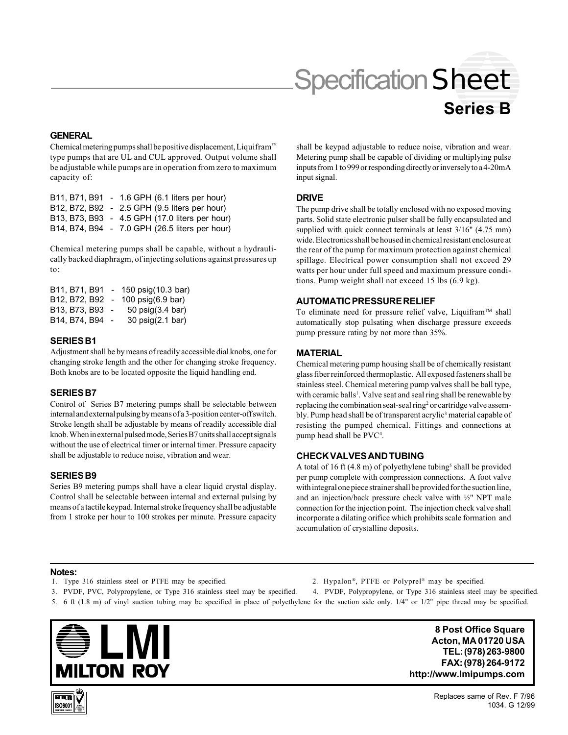# Specification Sheet

## Series B

### GENERAL

Chemical metering pumps shall be positive displacement, Liquifram™ type pumps that are UL and CUL approved. Output volume shall be adjustable while pumps are in operation from zero to maximum capacity of:

B11, B71, B91 - 1.6 GPH (6.1 liters per hour)
B12, B72, B92 - 2.5 GPH (9.5 liters per hour)
B13, B73, B93 - 4.5 GPH (17.0 liters per hour)
B14, B74, B94 - 7.0 GPH (26.5 liters per hour)

Chemical metering pumps shall be capable, without a hydraulically backed diaphragm, of injecting solutions against pressures up to:

B11, B71, B91 - 150 psig(10.3 bar)
B12, B72, B92 - 100 psig(6.9 bar)
B13, B73, B93 - 50 psig(3.4 bar)
B14, B74, B94 - 30 psig(2.1 bar)

### SERIES B1

Adjustment shall be by means of readily accessible dial knobs, one for changing stroke length and the other for changing stroke frequency. Both knobs are to be located opposite the liquid handling end.

### SERIES B7

Control of Series B7 metering pumps shall be selectable between internal and external pulsing by means of a 3-position center-off switch. Stroke length shall be adjustable by means of readily accessible dial knob. When in external pulsed mode, Series B7 units shall accept signals without the use of electrical timer or internal timer. Pressure capacity shall be adjustable to reduce noise, vibration and wear.

### SERIES B9

Series B9 metering pumps shall have a clear liquid crystal display. Control shall be selectable between internal and external pulsing by means of a tactile keypad. Internal stroke frequency shall be adjustable from 1 stroke per hour to 100 strokes per minute. Pressure capacity shall be keypad adjustable to reduce noise, vibration and wear. Metering pump shall be capable of dividing or multiplying pulse inputs from 1 to 999 or responding directly or inversely to a 4-20mA input signal.

### DRIVE

The pump drive shall be totally enclosed with no exposed moving parts. Solid state electronic pulser shall be fully encapsulated and supplied with quick connect terminals at least 3/16" (4.75 mm) wide. Electronics shall be housed in chemical resistant enclosure at the rear of the pump for maximum protection against chemical spillage. Electrical power consumption shall not exceed 29 watts per hour under full speed and maximum pressure conditions. Pump weight shall not exceed 15 lbs (6.9 kg).

### AUTOMATIC PRESSURE RELIEF

To eliminate need for pressure relief valve, Liquifram™ shall automatically stop pulsating when discharge pressure exceeds pump pressure rating by not more than 35%.

### MATERIAL

Chemical metering pump housing shall be of chemically resistant glass fiber reinforced thermoplastic. All exposed fasteners shall be stainless steel. Chemical metering pump valves shall be ball type, with ceramic balls[1]. Valve seat and seal ring shall be renewable by replacing the combination seat-seal ring[2] or cartridge valve assembly. Pump head shall be of transparent acrylic[3] material capable of resisting the pumped chemical. Fittings and connections at pump head shall be PVC[4].

### CHECK VALVES AND TUBING

A total of 16 ft (4.8 m) of polyethylene tubing[5] shall be provided per pump complete with compression connections. A foot valve with integral one piece strainer shall be provided for the suction line, and an injection/back pressure check valve with ½" NPT male connection for the injection point. The injection check valve shall incorporate a dilating orifice which prohibits scale formation and accumulation of crystalline deposits.

**Notes:**

1. Type 316 stainless steel or PTFE may be specified.
2. Hypalon®, PTFE or Polyprel® may be specified.
3. PVDF, PVC, Polypropylene, or Type 316 stainless steel may be specified.
4. PVDF, Polypropylene, or Type 316 stainless steel may be specified.
5. 6 ft (1.8 m) of vinyl suction tubing may be specified in place of polyethylene for the suction side only. 1/4" or 1/2" pipe thread may be specified.

LMI MILTON ROY

**8 Post Office Square**
**Acton, MA 01720 USA**
**TEL: (978) 263-9800**
**FAX: (978) 264-9172**
**http://www.lmipumps.com**

Replaces same of Rev. F 7/96
1034. G 12/99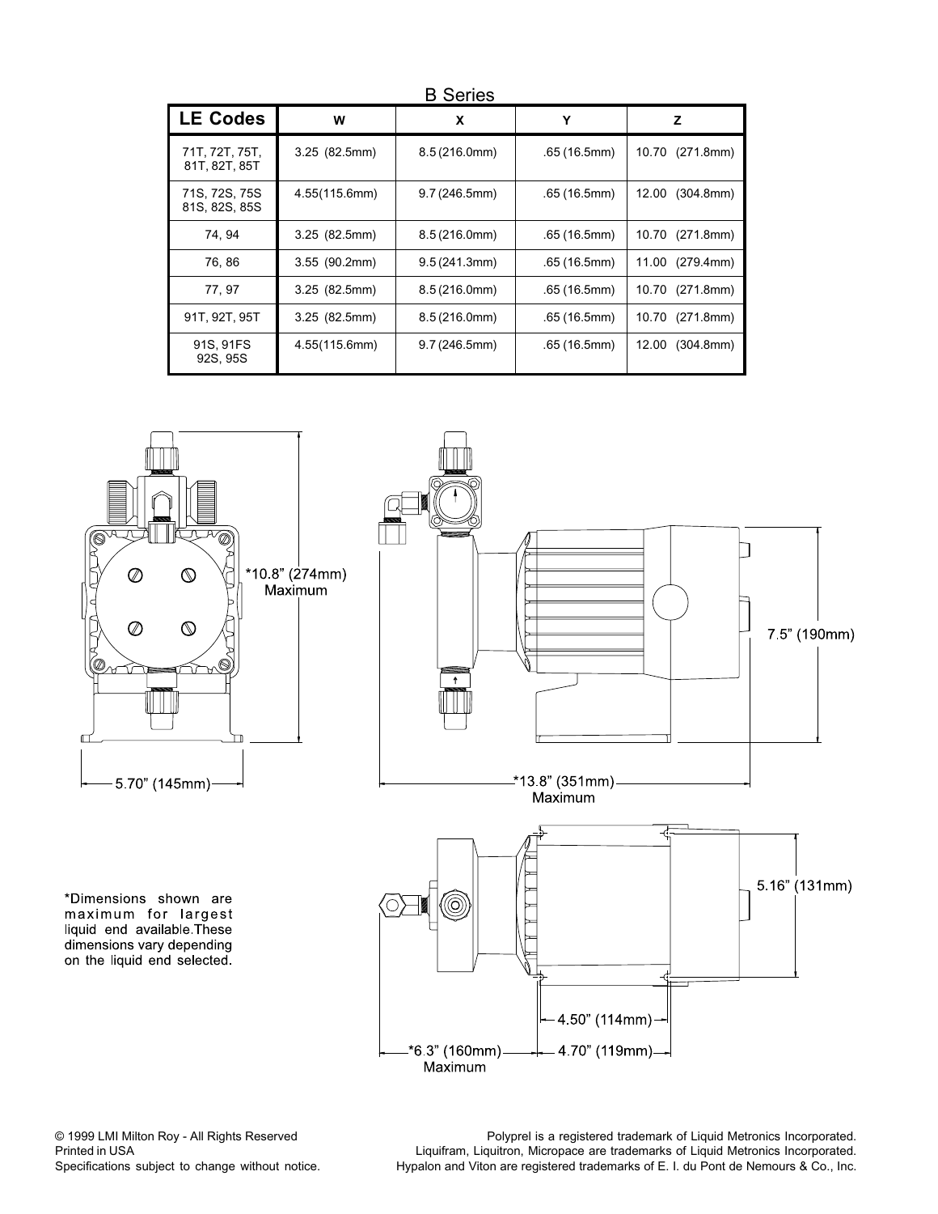B Series

| LE Codes | W | X | Y | Z |
|---|---|---|---|---|
| 71T, 72T, 75T, 81T, 82T, 85T | 3.25 (82.5mm) | 8.5 (216.0mm) | .65 (16.5mm) | 10.70 (271.8mm) |
| 71S, 72S, 75S 81S, 82S, 85S | 4.55(115.6mm) | 9.7 (246.5mm) | .65 (16.5mm) | 12.00 (304.8mm) |
| 74, 94 | 3.25 (82.5mm) | 8.5 (216.0mm) | .65 (16.5mm) | 10.70 (271.8mm) |
| 76, 86 | 3.55 (90.2mm) | 9.5 (241.3mm) | .65 (16.5mm) | 11.00 (279.4mm) |
| 77, 97 | 3.25 (82.5mm) | 8.5 (216.0mm) | .65 (16.5mm) | 10.70 (271.8mm) |
| 91T, 92T, 95T | 3.25 (82.5mm) | 8.5 (216.0mm) | .65 (16.5mm) | 10.70 (271.8mm) |
| 91S, 91FS 92S, 95S | 4.55(115.6mm) | 9.7 (246.5mm) | .65 (16.5mm) | 12.00 (304.8mm) |

*10.8" (274mm) Maximum

5.70" (145mm)

7.5" (190mm)

*13.8" (351mm) Maximum

5.16" (131mm)

4.50" (114mm)

*6.3" (160mm) Maximum

4.70" (119mm)

*Dimensions shown are maximum for largest liquid end available.These dimensions vary depending on the liquid end selected.

© 1999 LMI Milton Roy - All Rights Reserved
Printed in USA
Specifications subject to change without notice.

Polyprel is a registered trademark of Liquid Metronics Incorporated.
Liquifram, Liquitron, Micropace are trademarks of Liquid Metronics Incorporated.
Hypalon and Viton are registered trademarks of E. I. du Pont de Nemours & Co., Inc.